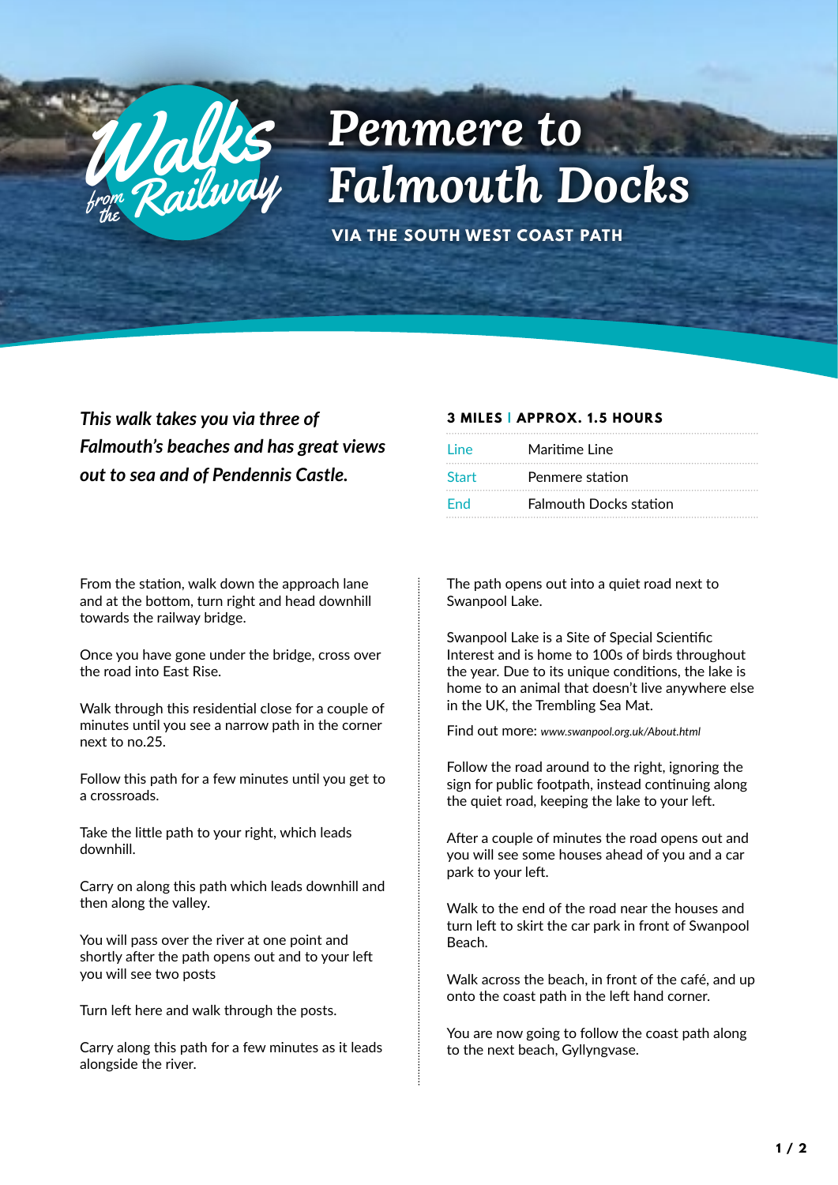Walks from the Railway

# Penmere to Falmouth Docks

## VIA THE SOUTH WEST COAST PATH

***This walk takes you via three of Falmouth's beaches and has great views out to sea and of Pendennis Castle.***

**3 MILES | APPROX. 1.5 HOURS**

| | |
|---|---|
| Line | Maritime Line |
| Start | Penmere station |
| End | Falmouth Docks station |

From the station, walk down the approach lane and at the bottom, turn right and head downhill towards the railway bridge.

Once you have gone under the bridge, cross over the road into East Rise.

Walk through this residential close for a couple of minutes until you see a narrow path in the corner next to no.25.

Follow this path for a few minutes until you get to a crossroads.

Take the little path to your right, which leads downhill.

Carry on along this path which leads downhill and then along the valley.

You will pass over the river at one point and shortly after the path opens out and to your left you will see two posts

Turn left here and walk through the posts.

Carry along this path for a few minutes as it leads alongside the river.

The path opens out into a quiet road next to Swanpool Lake.

Swanpool Lake is a Site of Special Scientific Interest and is home to 100s of birds throughout the year. Due to its unique conditions, the lake is home to an animal that doesn't live anywhere else in the UK, the Trembling Sea Mat.

Find out more: *www.swanpool.org.uk/About.html*

Follow the road around to the right, ignoring the sign for public footpath, instead continuing along the quiet road, keeping the lake to your left.

After a couple of minutes the road opens out and you will see some houses ahead of you and a car park to your left.

Walk to the end of the road near the houses and turn left to skirt the car park in front of Swanpool Beach.

Walk across the beach, in front of the café, and up onto the coast path in the left hand corner.

You are now going to follow the coast path along to the next beach, Gyllyngvase.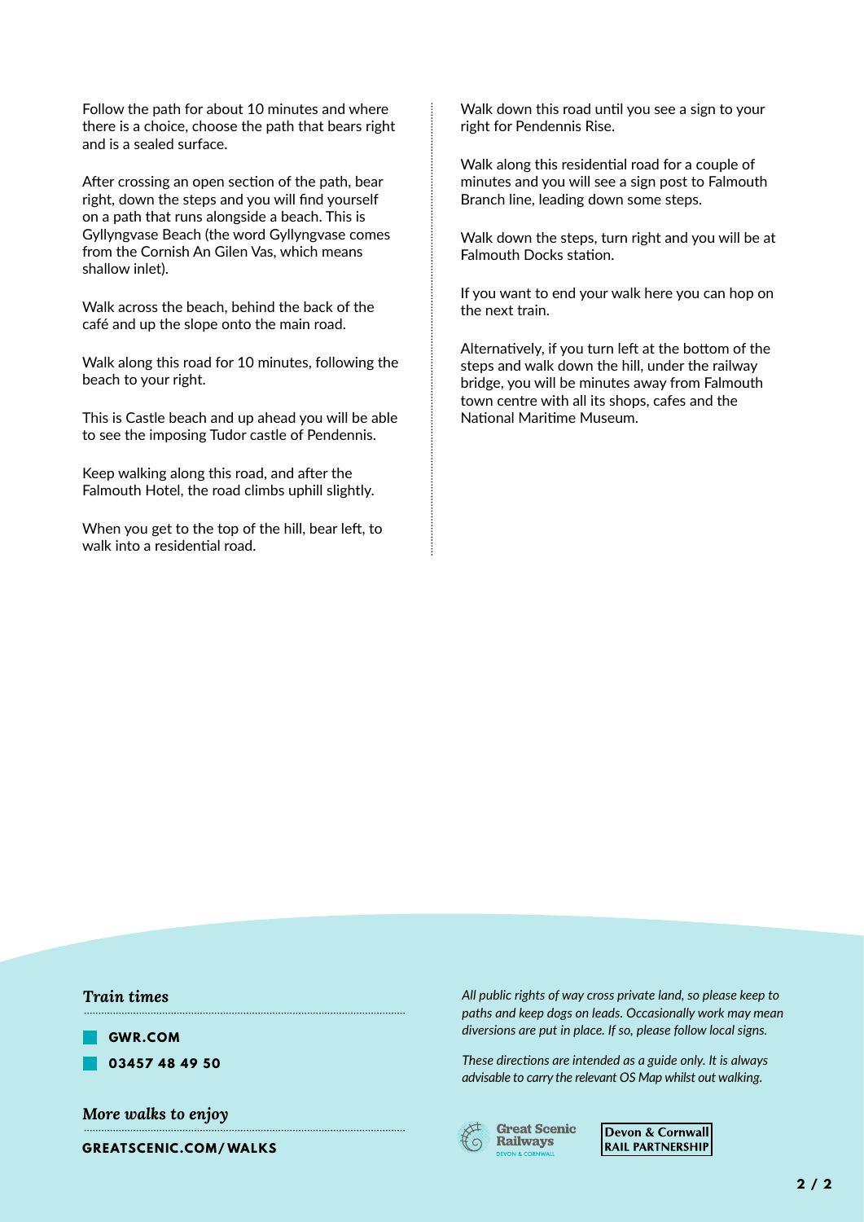Follow the path for about 10 minutes and where there is a choice, choose the path that bears right and is a sealed surface.

After crossing an open section of the path, bear right, down the steps and you will find yourself on a path that runs alongside a beach. This is Gyllyngvase Beach (the word Gyllyngvase comes from the Cornish An Gilen Vas, which means shallow inlet).

Walk across the beach, behind the back of the café and up the slope onto the main road.

Walk along this road for 10 minutes, following the beach to your right.

This is Castle beach and up ahead you will be able to see the imposing Tudor castle of Pendennis.

Keep walking along this road, and after the Falmouth Hotel, the road climbs uphill slightly.

When you get to the top of the hill, bear left, to walk into a residential road.

Walk down this road until you see a sign to your right for Pendennis Rise.

Walk along this residential road for a couple of minutes and you will see a sign post to Falmouth Branch line, leading down some steps.

Walk down the steps, turn right and you will be at Falmouth Docks station.

If you want to end your walk here you can hop on the next train.

Alternatively, if you turn left at the bottom of the steps and walk down the hill, under the railway bridge, you will be minutes away from Falmouth town centre with all its shops, cafes and the National Maritime Museum.

### *Train times*

- **GWR.COM**
- **03457 48 49 50**

### *More walks to enjoy*

**GREATSCENIC.COM/WALKS**

*All public rights of way cross private land, so please keep to paths and keep dogs on leads. Occasionally work may mean diversions are put in place. If so, please follow local signs.*

*These directions are intended as a guide only. It is always advisable to carry the relevant OS Map whilst out walking.*

Great Scenic Railways DEVON & CORNWALL

Devon & Cornwall RAIL PARTNERSHIP